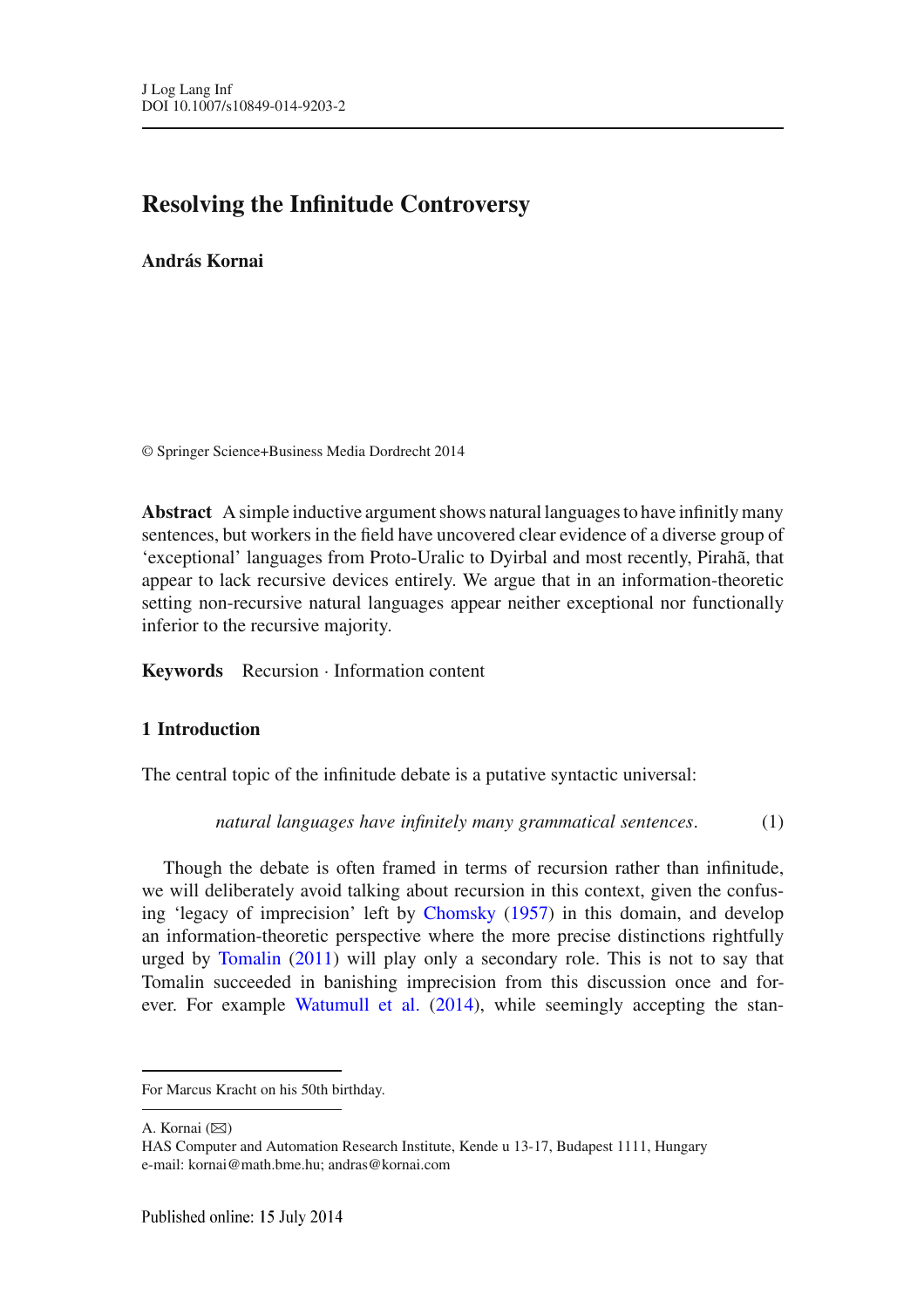# Resolving the Infinitude Controversy

**András Kornai**

© Springer Science+Business Media Dordrecht 2014

**Abstract** A simple inductive argument shows natural languages to have infinitly many sentences, but workers in the field have uncovered clear evidence of a diverse group of 'exceptional' languages from Proto-Uralic to Dyirbal and most recently, Pirahã, that appear to lack recursive devices entirely. We argue that in an information-theoretic setting non-recursive natural languages appear neither exceptional nor functionally inferior to the recursive majority.

**Keywords** Recursion · Information content

## 1 Introduction

The central topic of the infinitude debate is a putative syntactic universal:

$$\textit{natural languages have infinitely many grammatical sentences}. \qquad (1)$$

Though the debate is often framed in terms of recursion rather than infinitude, we will deliberately avoid talking about recursion in this context, given the confusing 'legacy of imprecision' left by Chomsky (1957) in this domain, and develop an information-theoretic perspective where the more precise distinctions rightfully urged by Tomalin (2011) will play only a secondary role. This is not to say that Tomalin succeeded in banishing imprecision from this discussion once and forever. For example Watumull et al. (2014), while seemingly accepting the stan-

---

For Marcus Kracht on his 50th birthday.

A. Kornai (✉)
HAS Computer and Automation Research Institute, Kende u 13-17, Budapest 1111, Hungary
e-mail: kornai@math.bme.hu; andras@kornai.com

Published online: 15 July 2014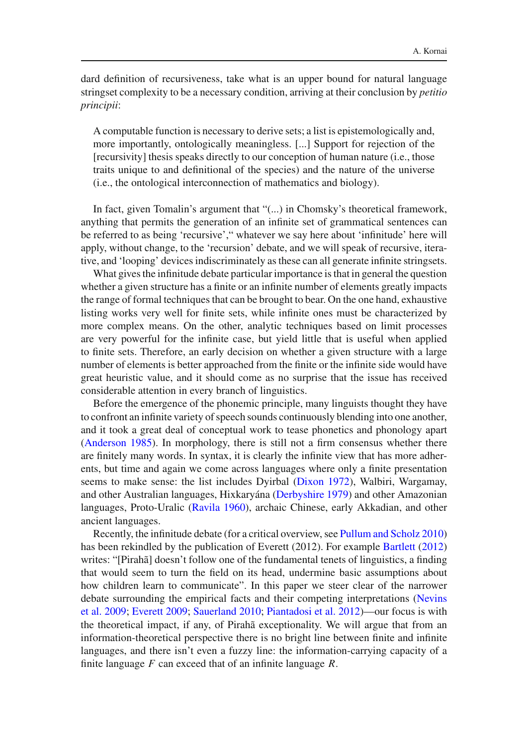dard definition of recursiveness, take what is an upper bound for natural language stringset complexity to be a necessary condition, arriving at their conclusion by *petitio principii*:

> A computable function is necessary to derive sets; a list is epistemologically and, more importantly, ontologically meaningless. [...] Support for rejection of the [recursivity] thesis speaks directly to our conception of human nature (i.e., those traits unique to and definitional of the species) and the nature of the universe (i.e., the ontological interconnection of mathematics and biology).

In fact, given Tomalin's argument that "(...) in Chomsky's theoretical framework, anything that permits the generation of an infinite set of grammatical sentences can be referred to as being 'recursive'," whatever we say here about 'infinitude' here will apply, without change, to the 'recursion' debate, and we will speak of recursive, iterative, and 'looping' devices indiscriminately as these can all generate infinite stringsets.

What gives the infinitude debate particular importance is that in general the question whether a given structure has a finite or an infinite number of elements greatly impacts the range of formal techniques that can be brought to bear. On the one hand, exhaustive listing works very well for finite sets, while infinite ones must be characterized by more complex means. On the other, analytic techniques based on limit processes are very powerful for the infinite case, but yield little that is useful when applied to finite sets. Therefore, an early decision on whether a given structure with a large number of elements is better approached from the finite or the infinite side would have great heuristic value, and it should come as no surprise that the issue has received considerable attention in every branch of linguistics.

Before the emergence of the phonemic principle, many linguists thought they have to confront an infinite variety of speech sounds continuously blending into one another, and it took a great deal of conceptual work to tease phonetics and phonology apart (Anderson 1985). In morphology, there is still not a firm consensus whether there are finitely many words. In syntax, it is clearly the infinite view that has more adherents, but time and again we come across languages where only a finite presentation seems to make sense: the list includes Dyirbal (Dixon 1972), Walbiri, Wargamay, and other Australian languages, Hixkaryána (Derbyshire 1979) and other Amazonian languages, Proto-Uralic (Ravila 1960), archaic Chinese, early Akkadian, and other ancient languages.

Recently, the infinitude debate (for a critical overview, see Pullum and Scholz 2010) has been rekindled by the publication of Everett (2012). For example Bartlett (2012) writes: "[Pirahã] doesn't follow one of the fundamental tenets of linguistics, a finding that would seem to turn the field on its head, undermine basic assumptions about how children learn to communicate". In this paper we steer clear of the narrower debate surrounding the empirical facts and their competing interpretations (Nevins et al. 2009; Everett 2009; Sauerland 2010; Piantadosi et al. 2012)—our focus is with the theoretical impact, if any, of Pirahã exceptionality. We will argue that from an information-theoretical perspective there is no bright line between finite and infinite languages, and there isn't even a fuzzy line: the information-carrying capacity of a finite language $F$ can exceed that of an infinite language $R$.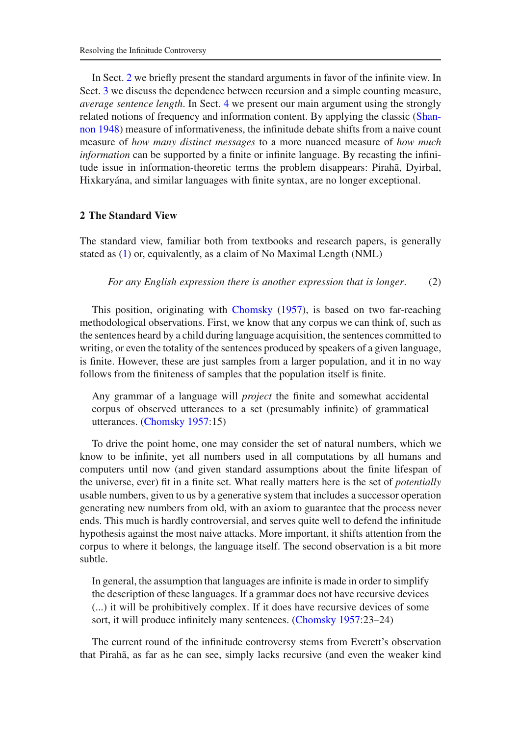In Sect. 2 we briefly present the standard arguments in favor of the infinite view. In Sect. 3 we discuss the dependence between recursion and a simple counting measure, *average sentence length*. In Sect. 4 we present our main argument using the strongly related notions of frequency and information content. By applying the classic (Shannon 1948) measure of informativeness, the infinitude debate shifts from a naive count measure of *how many distinct messages* to a more nuanced measure of *how much information* can be supported by a finite or infinite language. By recasting the infinitude issue in information-theoretic terms the problem disappears: Pirahã, Dyirbal, Hixkaryána, and similar languages with finite syntax, are no longer exceptional.

## 2 The Standard View

The standard view, familiar both from textbooks and research papers, is generally stated as (1) or, equivalently, as a claim of No Maximal Length (NML)

*For any English expression there is another expression that is longer*. (2)

This position, originating with Chomsky (1957), is based on two far-reaching methodological observations. First, we know that any corpus we can think of, such as the sentences heard by a child during language acquisition, the sentences committed to writing, or even the totality of the sentences produced by speakers of a given language, is finite. However, these are just samples from a larger population, and it in no way follows from the finiteness of samples that the population itself is finite.

> Any grammar of a language will *project* the finite and somewhat accidental corpus of observed utterances to a set (presumably infinite) of grammatical utterances. (Chomsky 1957:15)

To drive the point home, one may consider the set of natural numbers, which we know to be infinite, yet all numbers used in all computations by all humans and computers until now (and given standard assumptions about the finite lifespan of the universe, ever) fit in a finite set. What really matters here is the set of *potentially* usable numbers, given to us by a generative system that includes a successor operation generating new numbers from old, with an axiom to guarantee that the process never ends. This much is hardly controversial, and serves quite well to defend the infinitude hypothesis against the most naive attacks. More important, it shifts attention from the corpus to where it belongs, the language itself. The second observation is a bit more subtle.

> In general, the assumption that languages are infinite is made in order to simplify the description of these languages. If a grammar does not have recursive devices (...) it will be prohibitively complex. If it does have recursive devices of some sort, it will produce infinitely many sentences. (Chomsky 1957:23–24)

The current round of the infinitude controversy stems from Everett's observation that Pirahã, as far as he can see, simply lacks recursive (and even the weaker kind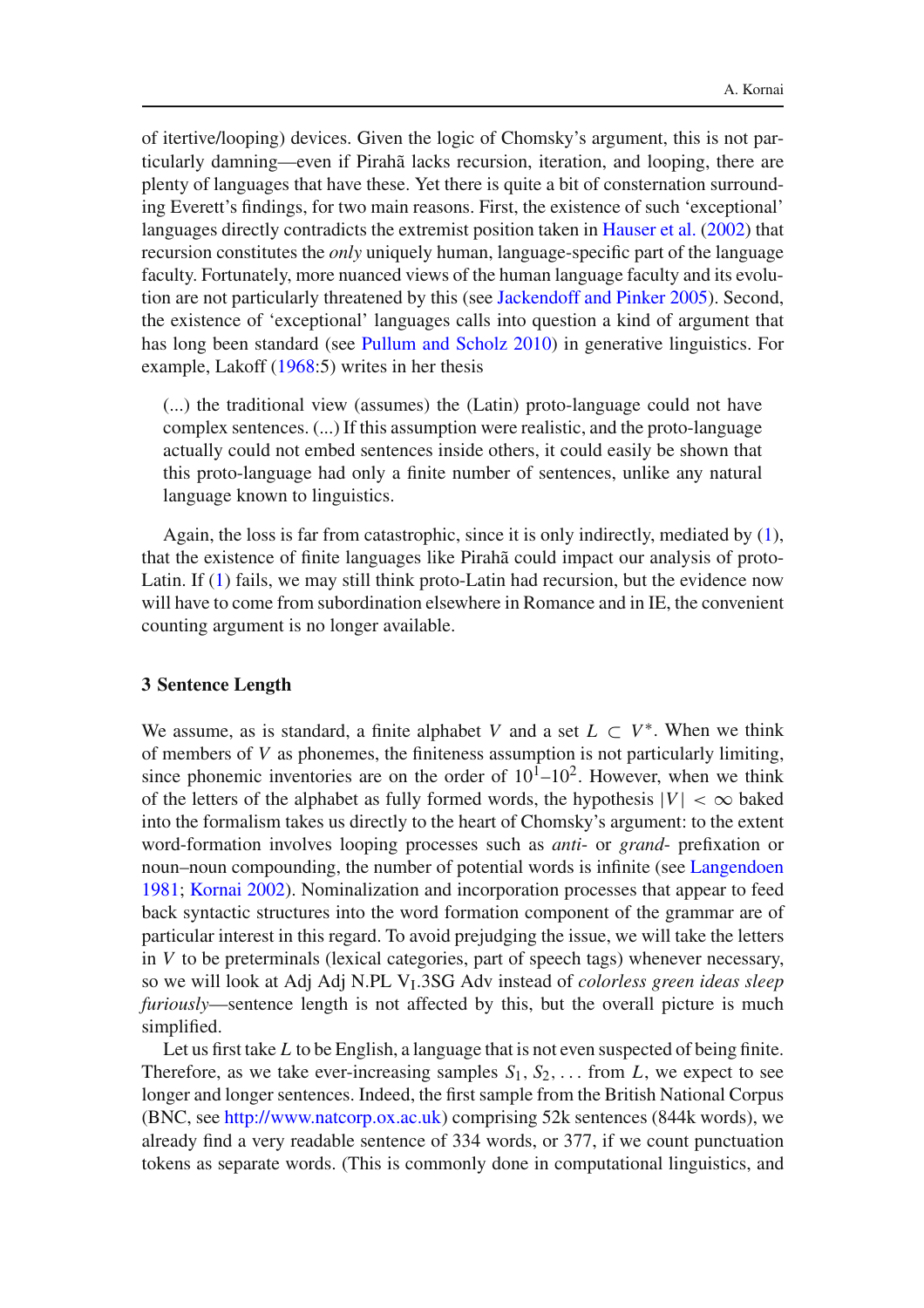of itertive/looping) devices. Given the logic of Chomsky's argument, this is not particularly damning—even if Pirahã lacks recursion, iteration, and looping, there are plenty of languages that have these. Yet there is quite a bit of consternation surrounding Everett's findings, for two main reasons. First, the existence of such 'exceptional' languages directly contradicts the extremist position taken in Hauser et al. (2002) that recursion constitutes the *only* uniquely human, language-specific part of the language faculty. Fortunately, more nuanced views of the human language faculty and its evolution are not particularly threatened by this (see Jackendoff and Pinker 2005). Second, the existence of 'exceptional' languages calls into question a kind of argument that has long been standard (see Pullum and Scholz 2010) in generative linguistics. For example, Lakoff (1968:5) writes in her thesis

> (...) the traditional view (assumes) the (Latin) proto-language could not have complex sentences. (...) If this assumption were realistic, and the proto-language actually could not embed sentences inside others, it could easily be shown that this proto-language had only a finite number of sentences, unlike any natural language known to linguistics.

Again, the loss is far from catastrophic, since it is only indirectly, mediated by (1), that the existence of finite languages like Pirahã could impact our analysis of proto-Latin. If (1) fails, we may still think proto-Latin had recursion, but the evidence now will have to come from subordination elsewhere in Romance and in IE, the convenient counting argument is no longer available.

## 3 Sentence Length

We assume, as is standard, a finite alphabet $V$ and a set $L \subset V^*$. When we think of members of $V$ as phonemes, the finiteness assumption is not particularly limiting, since phonemic inventories are on the order of $10^1$–$10^2$. However, when we think of the letters of the alphabet as fully formed words, the hypothesis $|V| < \infty$ baked into the formalism takes us directly to the heart of Chomsky's argument: to the extent word-formation involves looping processes such as *anti-* or *grand-* prefixation or noun–noun compounding, the number of potential words is infinite (see Langendoen 1981; Kornai 2002). Nominalization and incorporation processes that appear to feed back syntactic structures into the word formation component of the grammar are of particular interest in this regard. To avoid prejudging the issue, we will take the letters in $V$ to be preterminals (lexical categories, part of speech tags) whenever necessary, so we will look at Adj Adj N.PL $V_{I}$.3SG Adv instead of *colorless green ideas sleep furiously*—sentence length is not affected by this, but the overall picture is much simplified.

Let us first take $L$ to be English, a language that is not even suspected of being finite. Therefore, as we take ever-increasing samples $S_1, S_2, \ldots$ from $L$, we expect to see longer and longer sentences. Indeed, the first sample from the British National Corpus (BNC, see http://www.natcorp.ox.ac.uk) comprising 52k sentences (844k words), we already find a very readable sentence of 334 words, or 377, if we count punctuation tokens as separate words. (This is commonly done in computational linguistics, and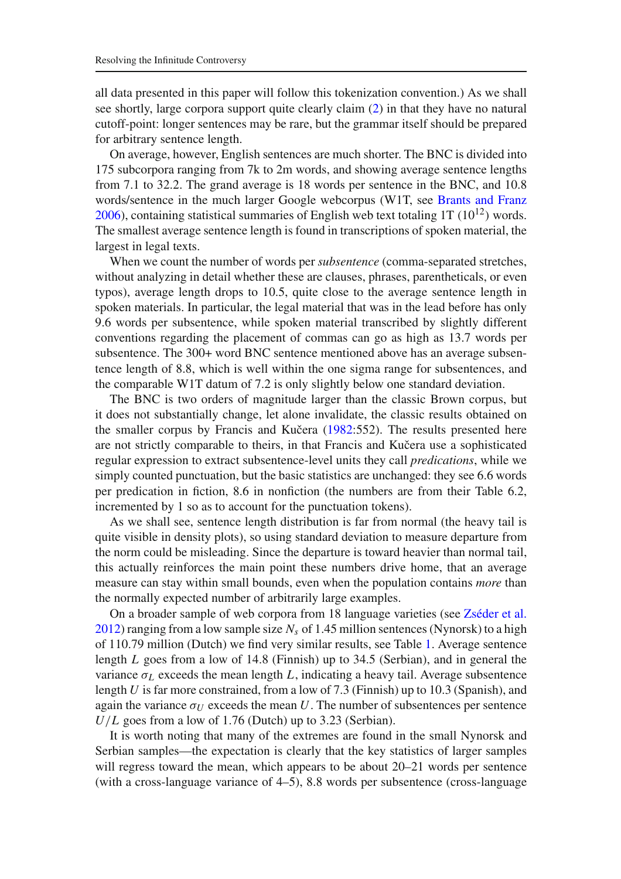all data presented in this paper will follow this tokenization convention.) As we shall see shortly, large corpora support quite clearly claim (2) in that they have no natural cutoff-point: longer sentences may be rare, but the grammar itself should be prepared for arbitrary sentence length.

On average, however, English sentences are much shorter. The BNC is divided into 175 subcorpora ranging from 7k to 2m words, and showing average sentence lengths from 7.1 to 32.2. The grand average is 18 words per sentence in the BNC, and 10.8 words/sentence in the much larger Google webcorpus (W1T, see Brants and Franz 2006), containing statistical summaries of English web text totaling 1T ($10^{12}$) words. The smallest average sentence length is found in transcriptions of spoken material, the largest in legal texts.

When we count the number of words per *subsentence* (comma-separated stretches, without analyzing in detail whether these are clauses, phrases, parentheticals, or even typos), average length drops to 10.5, quite close to the average sentence length in spoken materials. In particular, the legal material that was in the lead before has only 9.6 words per subsentence, while spoken material transcribed by slightly different conventions regarding the placement of commas can go as high as 13.7 words per subsentence. The 300+ word BNC sentence mentioned above has an average subsentence length of 8.8, which is well within the one sigma range for subsentences, and the comparable W1T datum of 7.2 is only slightly below one standard deviation.

The BNC is two orders of magnitude larger than the classic Brown corpus, but it does not substantially change, let alone invalidate, the classic results obtained on the smaller corpus by Francis and Kučera (1982:552). The results presented here are not strictly comparable to theirs, in that Francis and Kučera use a sophisticated regular expression to extract subsentence-level units they call *predications*, while we simply counted punctuation, but the basic statistics are unchanged: they see 6.6 words per predication in fiction, 8.6 in nonfiction (the numbers are from their Table 6.2, incremented by 1 so as to account for the punctuation tokens).

As we shall see, sentence length distribution is far from normal (the heavy tail is quite visible in density plots), so using standard deviation to measure departure from the norm could be misleading. Since the departure is toward heavier than normal tail, this actually reinforces the main point these numbers drive home, that an average measure can stay within small bounds, even when the population contains *more* than the normally expected number of arbitrarily large examples.

On a broader sample of web corpora from 18 language varieties (see Zséder et al. 2012) ranging from a low sample size $N_s$ of 1.45 million sentences (Nynorsk) to a high of 110.79 million (Dutch) we find very similar results, see Table 1. Average sentence length $L$ goes from a low of 14.8 (Finnish) up to 34.5 (Serbian), and in general the variance $\sigma_L$ exceeds the mean length $L$, indicating a heavy tail. Average subsentence length $U$ is far more constrained, from a low of 7.3 (Finnish) up to 10.3 (Spanish), and again the variance $\sigma_U$ exceeds the mean $U$. The number of subsentences per sentence $U/L$ goes from a low of 1.76 (Dutch) up to 3.23 (Serbian).

It is worth noting that many of the extremes are found in the small Nynorsk and Serbian samples—the expectation is clearly that the key statistics of larger samples will regress toward the mean, which appears to be about 20–21 words per sentence (with a cross-language variance of 4–5), 8.8 words per subsentence (cross-language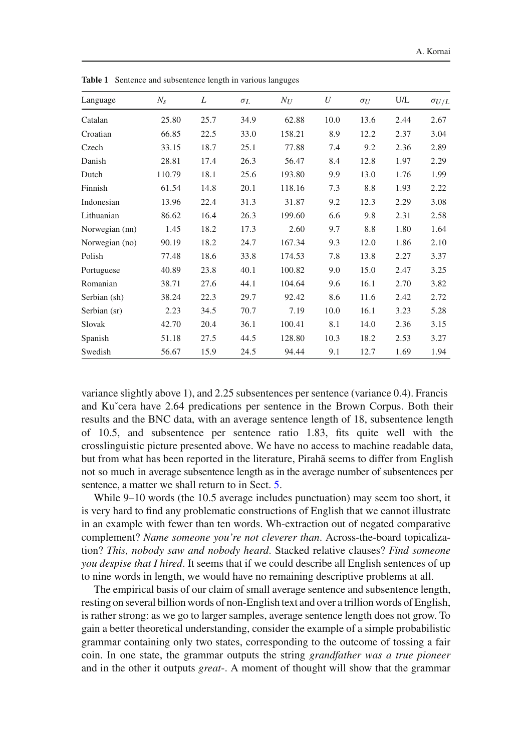**Table 1** Sentence and subsentence length in various languges

| Language | $N_s$ | $L$ | $\sigma_L$ | $N_U$ | $U$ | $\sigma_U$ | U/L | $\sigma_{U/L}$ |
|---|---|---|---|---|---|---|---|---|
| Catalan | 25.80 | 25.7 | 34.9 | 62.88 | 10.0 | 13.6 | 2.44 | 2.67 |
| Croatian | 66.85 | 22.5 | 33.0 | 158.21 | 8.9 | 12.2 | 2.37 | 3.04 |
| Czech | 33.15 | 18.7 | 25.1 | 77.88 | 7.4 | 9.2 | 2.36 | 2.89 |
| Danish | 28.81 | 17.4 | 26.3 | 56.47 | 8.4 | 12.8 | 1.97 | 2.29 |
| Dutch | 110.79 | 18.1 | 25.6 | 193.80 | 9.9 | 13.0 | 1.76 | 1.99 |
| Finnish | 61.54 | 14.8 | 20.1 | 118.16 | 7.3 | 8.8 | 1.93 | 2.22 |
| Indonesian | 13.96 | 22.4 | 31.3 | 31.87 | 9.2 | 12.3 | 2.29 | 3.08 |
| Lithuanian | 86.62 | 16.4 | 26.3 | 199.60 | 6.6 | 9.8 | 2.31 | 2.58 |
| Norwegian (nn) | 1.45 | 18.2 | 17.3 | 2.60 | 9.7 | 8.8 | 1.80 | 1.64 |
| Norwegian (no) | 90.19 | 18.2 | 24.7 | 167.34 | 9.3 | 12.0 | 1.86 | 2.10 |
| Polish | 77.48 | 18.6 | 33.8 | 174.53 | 7.8 | 13.8 | 2.27 | 3.37 |
| Portuguese | 40.89 | 23.8 | 40.1 | 100.82 | 9.0 | 15.0 | 2.47 | 3.25 |
| Romanian | 38.71 | 27.6 | 44.1 | 104.64 | 9.6 | 16.1 | 2.70 | 3.82 |
| Serbian (sh) | 38.24 | 22.3 | 29.7 | 92.42 | 8.6 | 11.6 | 2.42 | 2.72 |
| Serbian (sr) | 2.23 | 34.5 | 70.7 | 7.19 | 10.0 | 16.1 | 3.23 | 5.28 |
| Slovak | 42.70 | 20.4 | 36.1 | 100.41 | 8.1 | 14.0 | 2.36 | 3.15 |
| Spanish | 51.18 | 27.5 | 44.5 | 128.80 | 10.3 | 18.2 | 2.53 | 3.27 |
| Swedish | 56.67 | 15.9 | 24.5 | 94.44 | 9.1 | 12.7 | 1.69 | 1.94 |

variance slightly above 1), and 2.25 subsentences per sentence (variance 0.4). Francis and Kučera have 2.64 predications per sentence in the Brown Corpus. Both their results and the BNC data, with an average sentence length of 18, subsentence length of 10.5, and subsentence per sentence ratio 1.83, fits quite well with the crosslinguistic picture presented above. We have no access to machine readable data, but from what has been reported in the literature, Pirahã seems to differ from English not so much in average subsentence length as in the average number of subsentences per sentence, a matter we shall return to in Sect. 5.

While 9–10 words (the 10.5 average includes punctuation) may seem too short, it is very hard to find any problematic constructions of English that we cannot illustrate in an example with fewer than ten words. Wh-extraction out of negated comparative complement? *Name someone you're not cleverer than*. Across-the-board topicalization? *This, nobody saw and nobody heard*. Stacked relative clauses? *Find someone you despise that I hired*. It seems that if we could describe all English sentences of up to nine words in length, we would have no remaining descriptive problems at all.

The empirical basis of our claim of small average sentence and subsentence length, resting on several billion words of non-English text and over a trillion words of English, is rather strong: as we go to larger samples, average sentence length does not grow. To gain a better theoretical understanding, consider the example of a simple probabilistic grammar containing only two states, corresponding to the outcome of tossing a fair coin. In one state, the grammar outputs the string *grandfather was a true pioneer* and in the other it outputs *great-*. A moment of thought will show that the grammar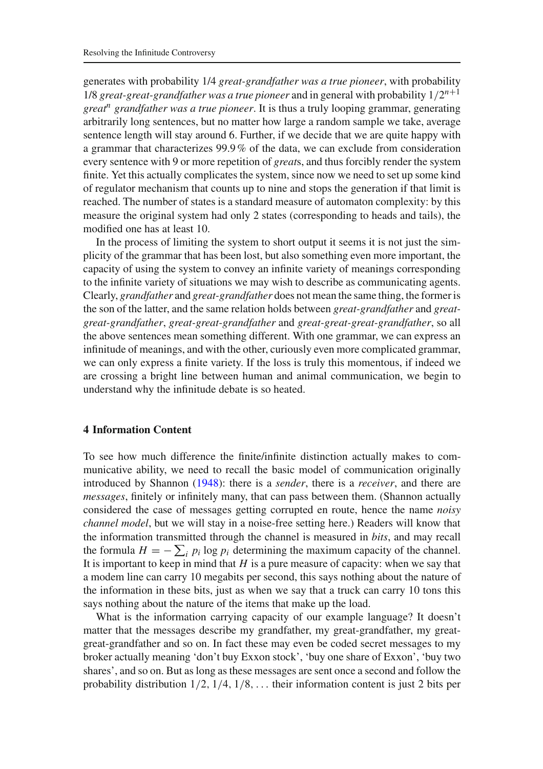generates with probability 1/4 *great-grandfather was a true pioneer*, with probability 1/8 *great-great-grandfather was a true pioneer* and in general with probability $1/2^{n+1}$ *great$^n$ grandfather was a true pioneer*. It is thus a truly looping grammar, generating arbitrarily long sentences, but no matter how large a random sample we take, average sentence length will stay around 6. Further, if we decide that we are quite happy with a grammar that characterizes 99.9 % of the data, we can exclude from consideration every sentence with 9 or more repetition of *great*s, and thus forcibly render the system finite. Yet this actually complicates the system, since now we need to set up some kind of regulator mechanism that counts up to nine and stops the generation if that limit is reached. The number of states is a standard measure of automaton complexity: by this measure the original system had only 2 states (corresponding to heads and tails), the modified one has at least 10.

In the process of limiting the system to short output it seems it is not just the simplicity of the grammar that has been lost, but also something even more important, the capacity of using the system to convey an infinite variety of meanings corresponding to the infinite variety of situations we may wish to describe as communicating agents. Clearly, *grandfather* and *great-grandfather* does not mean the same thing, the former is the son of the latter, and the same relation holds between *great-grandfather* and *great-great-grandfather*, *great-great-grandfather* and *great-great-great-grandfather*, so all the above sentences mean something different. With one grammar, we can express an infinitude of meanings, and with the other, curiously even more complicated grammar, we can only express a finite variety. If the loss is truly this momentous, if indeed we are crossing a bright line between human and animal communication, we begin to understand why the infinitude debate is so heated.

## 4 Information Content

To see how much difference the finite/infinite distinction actually makes to communicative ability, we need to recall the basic model of communication originally introduced by Shannon (1948): there is a *sender*, there is a *receiver*, and there are *messages*, finitely or infinitely many, that can pass between them. (Shannon actually considered the case of messages getting corrupted en route, hence the name *noisy channel model*, but we will stay in a noise-free setting here.) Readers will know that the information transmitted through the channel is measured in *bits*, and may recall the formula $H = -\sum_i p_i \log p_i$ determining the maximum capacity of the channel. It is important to keep in mind that $H$ is a pure measure of capacity: when we say that a modem line can carry 10 megabits per second, this says nothing about the nature of the information in these bits, just as when we say that a truck can carry 10 tons this says nothing about the nature of the items that make up the load.

What is the information carrying capacity of our example language? It doesn't matter that the messages describe my grandfather, my great-grandfather, my great-great-grandfather and so on. In fact these may even be coded secret messages to my broker actually meaning 'don't buy Exxon stock', 'buy one share of Exxon', 'buy two shares', and so on. But as long as these messages are sent once a second and follow the probability distribution $1/2$, $1/4$, $1/8$, ... their information content is just 2 bits per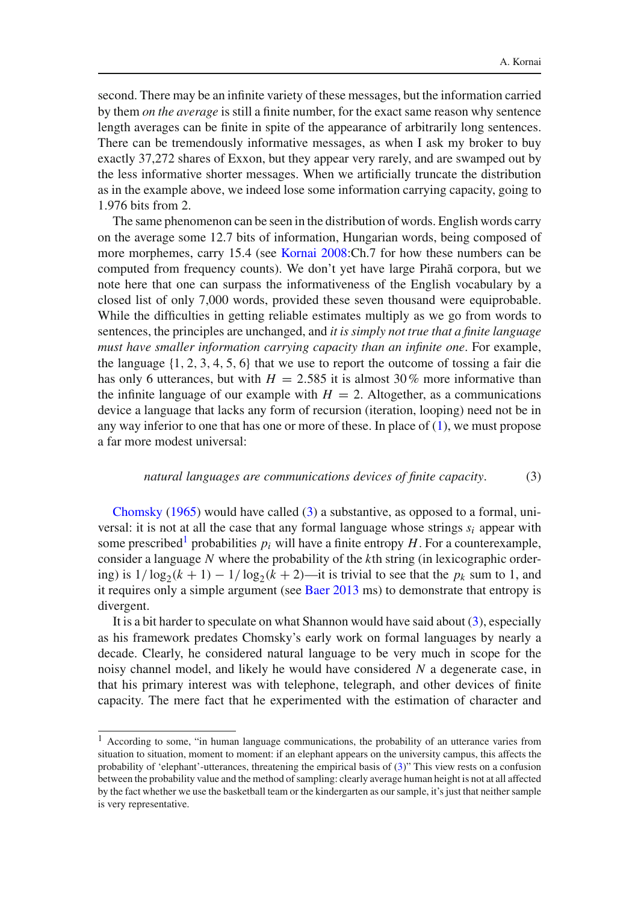second. There may be an infinite variety of these messages, but the information carried by them *on the average* is still a finite number, for the exact same reason why sentence length averages can be finite in spite of the appearance of arbitrarily long sentences. There can be tremendously informative messages, as when I ask my broker to buy exactly 37,272 shares of Exxon, but they appear very rarely, and are swamped out by the less informative shorter messages. When we artificially truncate the distribution as in the example above, we indeed lose some information carrying capacity, going to 1.976 bits from 2.

The same phenomenon can be seen in the distribution of words. English words carry on the average some 12.7 bits of information, Hungarian words, being composed of more morphemes, carry 15.4 (see Kornai 2008:Ch.7 for how these numbers can be computed from frequency counts). We don't yet have large Pirahã corpora, but we note here that one can surpass the informativeness of the English vocabulary by a closed list of only 7,000 words, provided these seven thousand were equiprobable. While the difficulties in getting reliable estimates multiply as we go from words to sentences, the principles are unchanged, and *it is simply not true that a finite language must have smaller information carrying capacity than an infinite one*. For example, the language {1, 2, 3, 4, 5, 6} that we use to report the outcome of tossing a fair die has only 6 utterances, but with $H = 2.585$ it is almost 30 % more informative than the infinite language of our example with $H = 2$. Altogether, as a communications device a language that lacks any form of recursion (iteration, looping) need not be in any way inferior to one that has one or more of these. In place of (1), we must propose a far more modest universal:

$$\textit{natural languages are communications devices of finite capacity.} \tag{3}$$

Chomsky (1965) would have called (3) a substantive, as opposed to a formal, universal: it is not at all the case that any formal language whose strings $s_i$ appear with some prescribed[1] probabilities $p_i$ will have a finite entropy $H$. For a counterexample, consider a language $N$ where the probability of the $k$th string (in lexicographic ordering) is $1/\log_2(k+1) - 1/\log_2(k+2)$—it is trivial to see that the $p_k$ sum to 1, and it requires only a simple argument (see Baer 2013 ms) to demonstrate that entropy is divergent.

It is a bit harder to speculate on what Shannon would have said about (3), especially as his framework predates Chomsky's early work on formal languages by nearly a decade. Clearly, he considered natural language to be very much in scope for the noisy channel model, and likely he would have considered $N$ a degenerate case, in that his primary interest was with telephone, telegraph, and other devices of finite capacity. The mere fact that he experimented with the estimation of character and

[1] According to some, "in human language communications, the probability of an utterance varies from situation to situation, moment to moment: if an elephant appears on the university campus, this affects the probability of 'elephant'-utterances, threatening the empirical basis of (3)." This view rests on a confusion between the probability value and the method of sampling: clearly average human height is not at all affected by the fact whether we use the basketball team or the kindergarten as our sample, it's just that neither sample is very representative.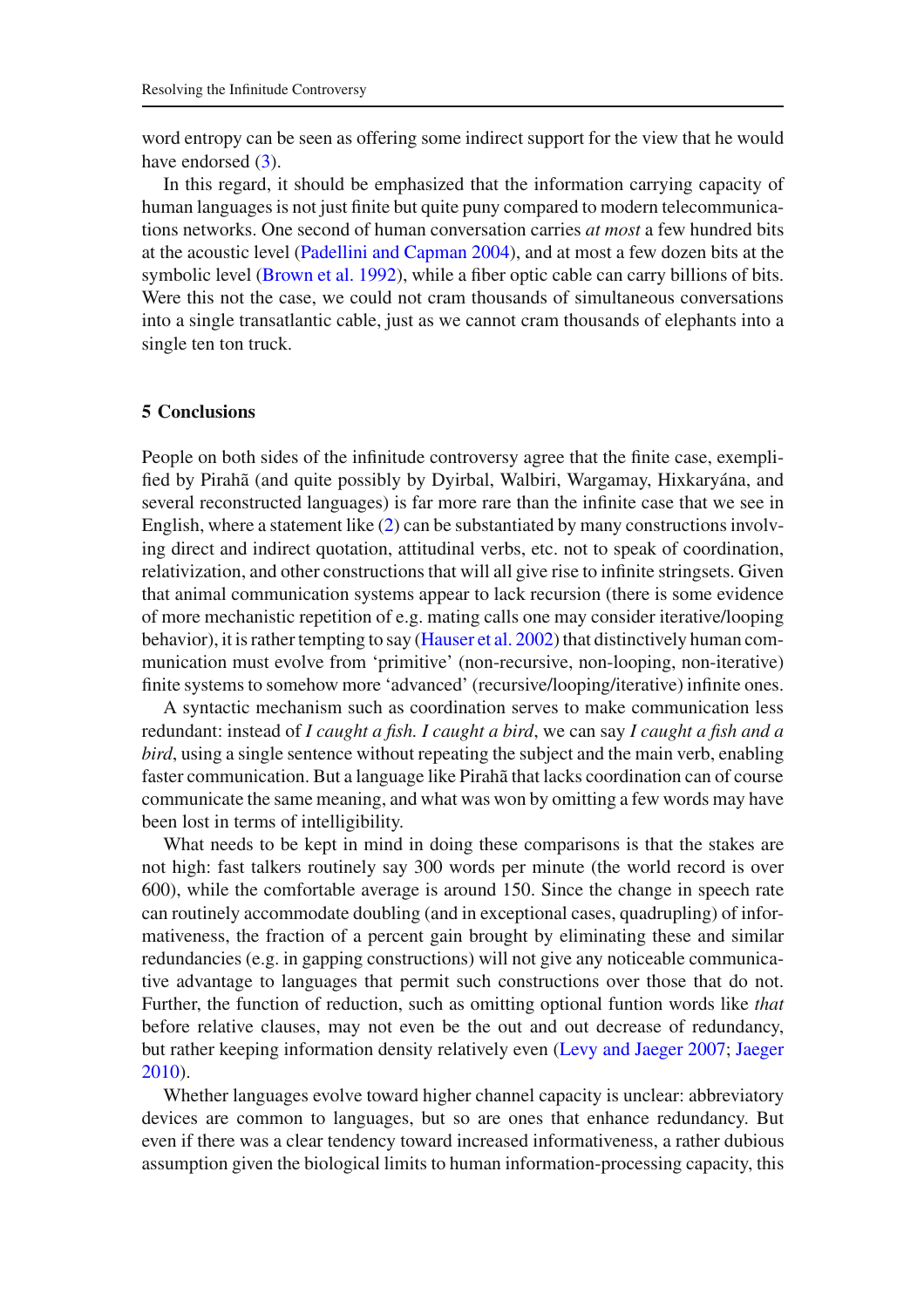word entropy can be seen as offering some indirect support for the view that he would have endorsed (3).

In this regard, it should be emphasized that the information carrying capacity of human languages is not just finite but quite puny compared to modern telecommunications networks. One second of human conversation carries *at most* a few hundred bits at the acoustic level (Padellini and Capman 2004), and at most a few dozen bits at the symbolic level (Brown et al. 1992), while a fiber optic cable can carry billions of bits. Were this not the case, we could not cram thousands of simultaneous conversations into a single transatlantic cable, just as we cannot cram thousands of elephants into a single ten ton truck.

## 5 Conclusions

People on both sides of the infinitude controversy agree that the finite case, exemplified by Pirahã (and quite possibly by Dyirbal, Walbiri, Wargamay, Hixkaryána, and several reconstructed languages) is far more rare than the infinite case that we see in English, where a statement like (2) can be substantiated by many constructions involving direct and indirect quotation, attitudinal verbs, etc. not to speak of coordination, relativization, and other constructions that will all give rise to infinite stringsets. Given that animal communication systems appear to lack recursion (there is some evidence of more mechanistic repetition of e.g. mating calls one may consider iterative/looping behavior), it is rather tempting to say (Hauser et al. 2002) that distinctively human communication must evolve from 'primitive' (non-recursive, non-looping, non-iterative) finite systems to somehow more 'advanced' (recursive/looping/iterative) infinite ones.

A syntactic mechanism such as coordination serves to make communication less redundant: instead of *I caught a fish. I caught a bird*, we can say *I caught a fish and a bird*, using a single sentence without repeating the subject and the main verb, enabling faster communication. But a language like Pirahã that lacks coordination can of course communicate the same meaning, and what was won by omitting a few words may have been lost in terms of intelligibility.

What needs to be kept in mind in doing these comparisons is that the stakes are not high: fast talkers routinely say 300 words per minute (the world record is over 600), while the comfortable average is around 150. Since the change in speech rate can routinely accommodate doubling (and in exceptional cases, quadrupling) of informativeness, the fraction of a percent gain brought by eliminating these and similar redundancies (e.g. in gapping constructions) will not give any noticeable communicative advantage to languages that permit such constructions over those that do not. Further, the function of reduction, such as omitting optional funtion words like *that* before relative clauses, may not even be the out and out decrease of redundancy, but rather keeping information density relatively even (Levy and Jaeger 2007; Jaeger 2010).

Whether languages evolve toward higher channel capacity is unclear: abbreviatory devices are common to languages, but so are ones that enhance redundancy. But even if there was a clear tendency toward increased informativeness, a rather dubious assumption given the biological limits to human information-processing capacity, this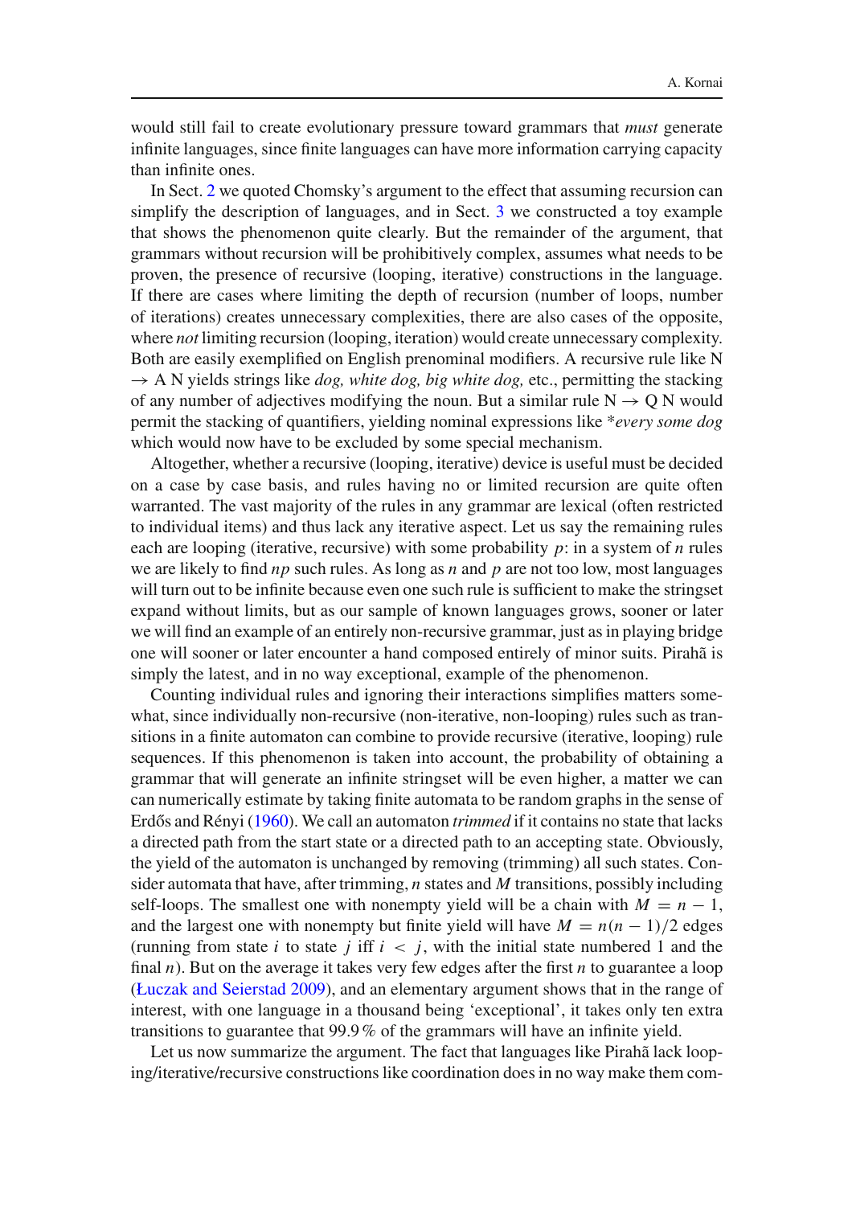would still fail to create evolutionary pressure toward grammars that *must* generate infinite languages, since finite languages can have more information carrying capacity than infinite ones.

In Sect. 2 we quoted Chomsky's argument to the effect that assuming recursion can simplify the description of languages, and in Sect. 3 we constructed a toy example that shows the phenomenon quite clearly. But the remainder of the argument, that grammars without recursion will be prohibitively complex, assumes what needs to be proven, the presence of recursive (looping, iterative) constructions in the language. If there are cases where limiting the depth of recursion (number of loops, number of iterations) creates unnecessary complexities, there are also cases of the opposite, where *not* limiting recursion (looping, iteration) would create unnecessary complexity. Both are easily exemplified on English prenominal modifiers. A recursive rule like N $\rightarrow$ A N yields strings like *dog, white dog, big white dog,* etc., permitting the stacking of any number of adjectives modifying the noun. But a similar rule N $\rightarrow$ Q N would permit the stacking of quantifiers, yielding nominal expressions like *\*every some dog* which would now have to be excluded by some special mechanism.

Altogether, whether a recursive (looping, iterative) device is useful must be decided on a case by case basis, and rules having no or limited recursion are quite often warranted. The vast majority of the rules in any grammar are lexical (often restricted to individual items) and thus lack any iterative aspect. Let us say the remaining rules each are looping (iterative, recursive) with some probability $p$: in a system of $n$ rules we are likely to find $np$ such rules. As long as $n$ and $p$ are not too low, most languages will turn out to be infinite because even one such rule is sufficient to make the stringset expand without limits, but as our sample of known languages grows, sooner or later we will find an example of an entirely non-recursive grammar, just as in playing bridge one will sooner or later encounter a hand composed entirely of minor suits. Pirahã is simply the latest, and in no way exceptional, example of the phenomenon.

Counting individual rules and ignoring their interactions simplifies matters somewhat, since individually non-recursive (non-iterative, non-looping) rules such as transitions in a finite automaton can combine to provide recursive (iterative, looping) rule sequences. If this phenomenon is taken into account, the probability of obtaining a grammar that will generate an infinite stringset will be even higher, a matter we can can numerically estimate by taking finite automata to be random graphs in the sense of Erdős and Rényi (1960). We call an automaton *trimmed* if it contains no state that lacks a directed path from the start state or a directed path to an accepting state. Obviously, the yield of the automaton is unchanged by removing (trimming) all such states. Consider automata that have, after trimming, $n$ states and $M$ transitions, possibly including self-loops. The smallest one with nonempty yield will be a chain with $M = n - 1$, and the largest one with nonempty but finite yield will have $M = n(n-1)/2$ edges (running from state $i$ to state $j$ iff $i < j$, with the initial state numbered 1 and the final $n$). But on the average it takes very few edges after the first $n$ to guarantee a loop (Łuczak and Seierstad 2009), and an elementary argument shows that in the range of interest, with one language in a thousand being 'exceptional', it takes only ten extra transitions to guarantee that 99.9 % of the grammars will have an infinite yield.

Let us now summarize the argument. The fact that languages like Pirahã lack looping/iterative/recursive constructions like coordination does in no way make them com-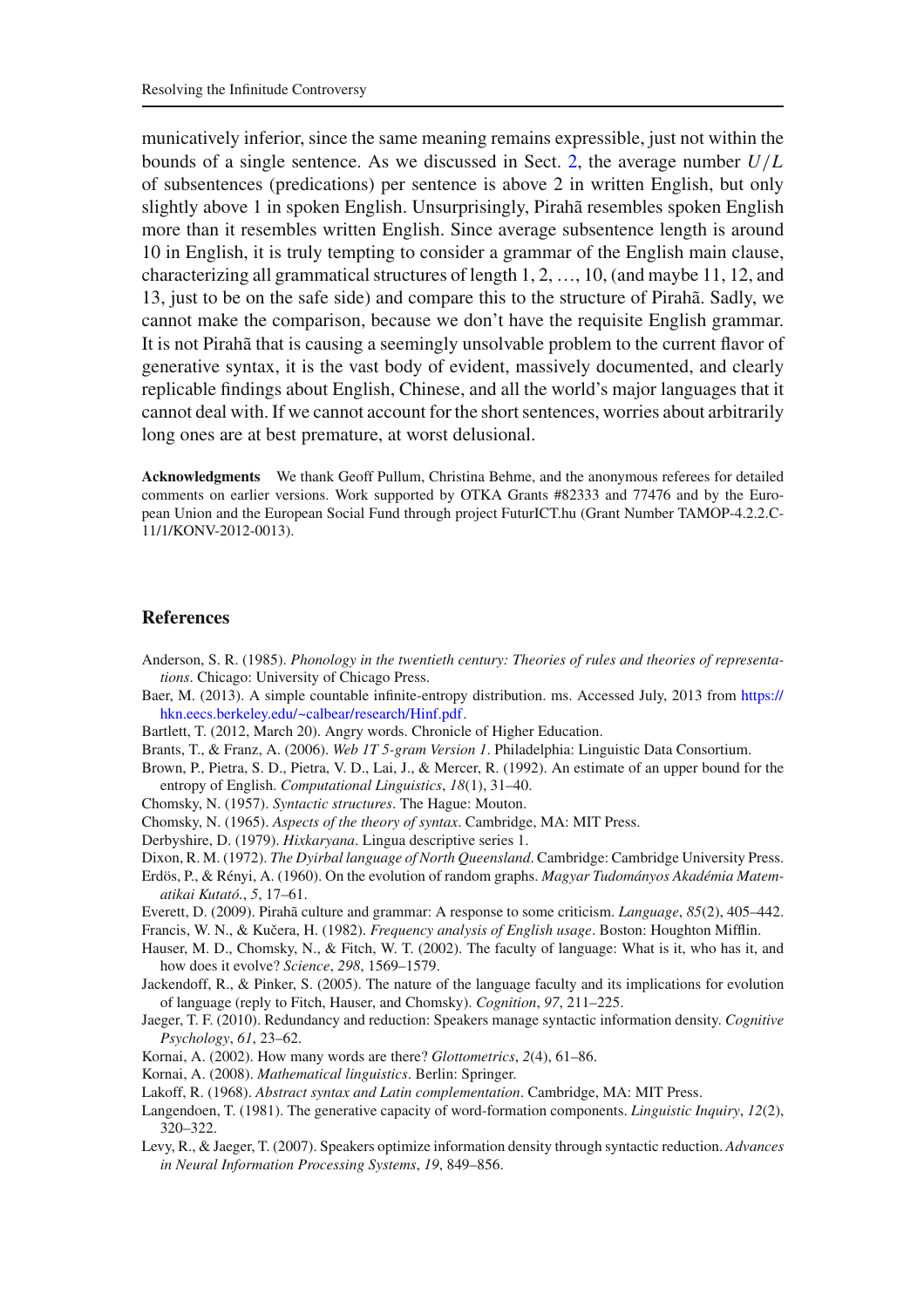municatively inferior, since the same meaning remains expressible, just not within the bounds of a single sentence. As we discussed in Sect. 2, the average number $U/L$ of subsentences (predications) per sentence is above 2 in written English, but only slightly above 1 in spoken English. Unsurprisingly, Pirahã resembles spoken English more than it resembles written English. Since average subsentence length is around 10 in English, it is truly tempting to consider a grammar of the English main clause, characterizing all grammatical structures of length 1, 2, …, 10, (and maybe 11, 12, and 13, just to be on the safe side) and compare this to the structure of Pirahã. Sadly, we cannot make the comparison, because we don't have the requisite English grammar. It is not Pirahã that is causing a seemingly unsolvable problem to the current flavor of generative syntax, it is the vast body of evident, massively documented, and clearly replicable findings about English, Chinese, and all the world's major languages that it cannot deal with. If we cannot account for the short sentences, worries about arbitrarily long ones are at best premature, at worst delusional.

**Acknowledgments** We thank Geoff Pullum, Christina Behme, and the anonymous referees for detailed comments on earlier versions. Work supported by OTKA Grants #82333 and 77476 and by the European Union and the European Social Fund through project FuturICT.hu (Grant Number TAMOP-4.2.2.C-11/1/KONV-2012-0013).

## References

Anderson, S. R. (1985). *Phonology in the twentieth century: Theories of rules and theories of representations*. Chicago: University of Chicago Press.

Baer, M. (2013). A simple countable infinite-entropy distribution. ms. Accessed July, 2013 from https://hkn.eecs.berkeley.edu/~calbear/research/Hinf.pdf.

Bartlett, T. (2012, March 20). Angry words. Chronicle of Higher Education.

Brants, T., & Franz, A. (2006). *Web 1T 5-gram Version 1*. Philadelphia: Linguistic Data Consortium.

Brown, P., Pietra, S. D., Pietra, V. D., Lai, J., & Mercer, R. (1992). An estimate of an upper bound for the entropy of English. *Computational Linguistics*, *18*(1), 31–40.

Chomsky, N. (1957). *Syntactic structures*. The Hague: Mouton.

Chomsky, N. (1965). *Aspects of the theory of syntax*. Cambridge, MA: MIT Press.

Derbyshire, D. (1979). *Hixkaryana*. Lingua descriptive series 1.

Dixon, R. M. (1972). *The Dyirbal language of North Queensland*. Cambridge: Cambridge University Press.

Erdös, P., & Rényi, A. (1960). On the evolution of random graphs. *Magyar Tudományos Akadémia Matematikai Kutató.*, *5*, 17–61.

Everett, D. (2009). Pirahã culture and grammar: A response to some criticism. *Language*, *85*(2), 405–442.

Francis, W. N., & Kučera, H. (1982). *Frequency analysis of English usage*. Boston: Houghton Mifflin.

Hauser, M. D., Chomsky, N., & Fitch, W. T. (2002). The faculty of language: What is it, who has it, and how does it evolve? *Science*, *298*, 1569–1579.

Jackendoff, R., & Pinker, S. (2005). The nature of the language faculty and its implications for evolution of language (reply to Fitch, Hauser, and Chomsky). *Cognition*, *97*, 211–225.

Jaeger, T. F. (2010). Redundancy and reduction: Speakers manage syntactic information density. *Cognitive Psychology*, *61*, 23–62.

Kornai, A. (2002). How many words are there? *Glottometrics*, *2*(4), 61–86.

Kornai, A. (2008). *Mathematical linguistics*. Berlin: Springer.

Lakoff, R. (1968). *Abstract syntax and Latin complementation*. Cambridge, MA: MIT Press.

Langendoen, T. (1981). The generative capacity of word-formation components. *Linguistic Inquiry*, *12*(2), 320–322.

Levy, R., & Jaeger, T. (2007). Speakers optimize information density through syntactic reduction. *Advances in Neural Information Processing Systems*, *19*, 849–856.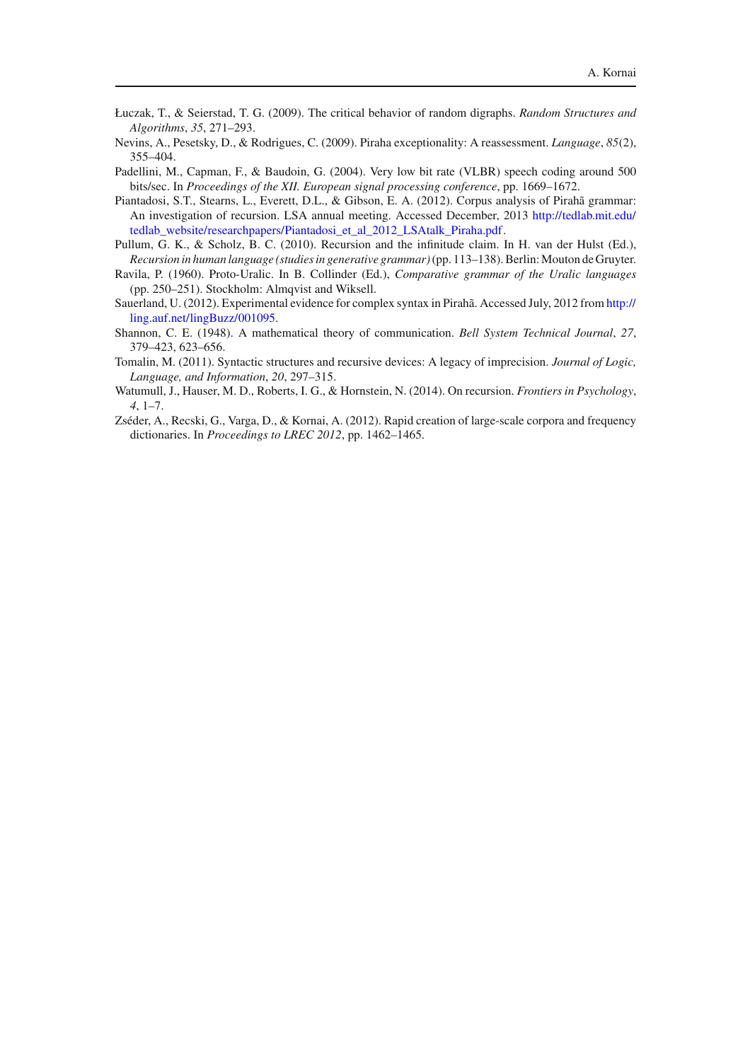Łuczak, T., & Seierstad, T. G. (2009). The critical behavior of random digraphs. *Random Structures and Algorithms*, *35*, 271–293.

Nevins, A., Pesetsky, D., & Rodrigues, C. (2009). Piraha exceptionality: A reassessment. *Language*, *85*(2), 355–404.

Padellini, M., Capman, F., & Baudoin, G. (2004). Very low bit rate (VLBR) speech coding around 500 bits/sec. In *Proceedings of the XII. European signal processing conference*, pp. 1669–1672.

Piantadosi, S.T., Stearns, L., Everett, D.L., & Gibson, E. A. (2012). Corpus analysis of Pirahã grammar: An investigation of recursion. LSA annual meeting. Accessed December, 2013 http://tedlab.mit.edu/tedlab_website/researchpapers/Piantadosi_et_al_2012_LSAtalk_Piraha.pdf.

Pullum, G. K., & Scholz, B. C. (2010). Recursion and the infinitude claim. In H. van der Hulst (Ed.), *Recursion in human language (studies in generative grammar)* (pp. 113–138). Berlin: Mouton de Gruyter.

Ravila, P. (1960). Proto-Uralic. In B. Collinder (Ed.), *Comparative grammar of the Uralic languages* (pp. 250–251). Stockholm: Almqvist and Wiksell.

Sauerland, U. (2012). Experimental evidence for complex syntax in Pirahã. Accessed July, 2012 from http://ling.auf.net/lingBuzz/001095.

Shannon, C. E. (1948). A mathematical theory of communication. *Bell System Technical Journal*, *27*, 379–423, 623–656.

Tomalin, M. (2011). Syntactic structures and recursive devices: A legacy of imprecision. *Journal of Logic, Language, and Information*, *20*, 297–315.

Watumull, J., Hauser, M. D., Roberts, I. G., & Hornstein, N. (2014). On recursion. *Frontiers in Psychology*, *4*, 1–7.

Zséder, A., Recski, G., Varga, D., & Kornai, A. (2012). Rapid creation of large-scale corpora and frequency dictionaries. In *Proceedings to LREC 2012*, pp. 1462–1465.